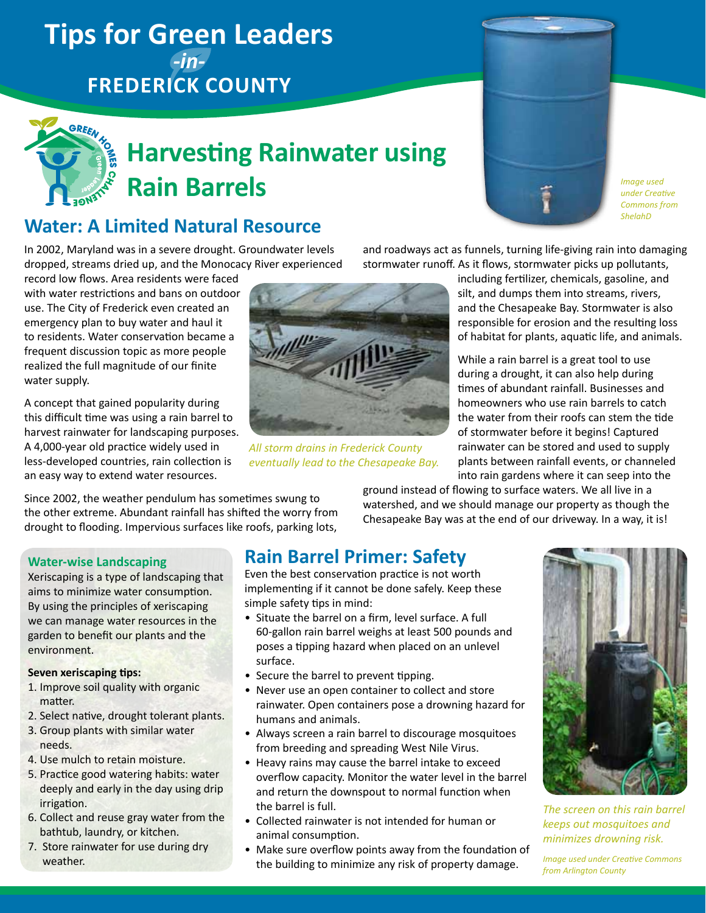# Tips for Green Leaders -in- FREDERICK COUNTY

# Harvesting Rainwater using Rain Barrels

*Image used under Creative Commons from ShelahD*

## Water: A Limited Natural Resource

In 2002, Maryland was in a severe drought. Groundwater levels dropped, streams dried up, and the Monocacy River experienced record low flows. Area residents were faced with water restrictions and bans on outdoor use. The City of Frederick even created an emergency plan to buy water and haul it to residents. Water conservation became a frequent discussion topic as more people realized the full magnitude of our finite water supply.

A concept that gained popularity during this difficult time was using a rain barrel to harvest rainwater for landscaping purposes. A 4,000-year old practice widely used in less-developed countries, rain collection is an easy way to extend water resources.

*All storm drains in Frederick County eventually lead to the Chesapeake Bay.*

Since 2002, the weather pendulum has sometimes swung to the other extreme. Abundant rainfall has shifted the worry from drought to flooding. Impervious surfaces like roofs, parking lots, and roadways act as funnels, turning life-giving rain into damaging stormwater runoff. As it flows, stormwater picks up pollutants, including fertilizer, chemicals, gasoline, and silt, and dumps them into streams, rivers, and the Chesapeake Bay. Stormwater is also responsible for erosion and the resulting loss of habitat for plants, aquatic life, and animals.

While a rain barrel is a great tool to use during a drought, it can also help during times of abundant rainfall. Businesses and homeowners who use rain barrels to catch the water from their roofs can stem the tide of stormwater before it begins! Captured rainwater can be stored and used to supply plants between rainfall events, or channeled into rain gardens where it can seep into the ground instead of flowing to surface waters. We all live in a watershed, and we should manage our property as though the Chesapeake Bay was at the end of our driveway. In a way, it is!

### Water-wise Landscaping

Xeriscaping is a type of landscaping that aims to minimize water consumption. By using the principles of xeriscaping we can manage water resources in the garden to benefit our plants and the environment.

**Seven xeriscaping tips:**

1. Improve soil quality with organic matter.
2. Select native, drought tolerant plants.
3. Group plants with similar water needs.
4. Use mulch to retain moisture.
5. Practice good watering habits: water deeply and early in the day using drip irrigation.
6. Collect and reuse gray water from the bathtub, laundry, or kitchen.
7. Store rainwater for use during dry weather.

## Rain Barrel Primer: Safety

Even the best conservation practice is not worth implementing if it cannot be done safely. Keep these simple safety tips in mind:

- Situate the barrel on a firm, level surface. A full 60-gallon rain barrel weighs at least 500 pounds and poses a tipping hazard when placed on an unlevel surface.
- Secure the barrel to prevent tipping.
- Never use an open container to collect and store rainwater. Open containers pose a drowning hazard for humans and animals.
- Always screen a rain barrel to discourage mosquitoes from breeding and spreading West Nile Virus.
- Heavy rains may cause the barrel intake to exceed overflow capacity. Monitor the water level in the barrel and return the downspout to normal function when the barrel is full.
- Collected rainwater is not intended for human or animal consumption.
- Make sure overflow points away from the foundation of the building to minimize any risk of property damage.

*The screen on this rain barrel keeps out mosquitoes and minimizes drowning risk.*

*Image used under Creative Commons from Arlington County*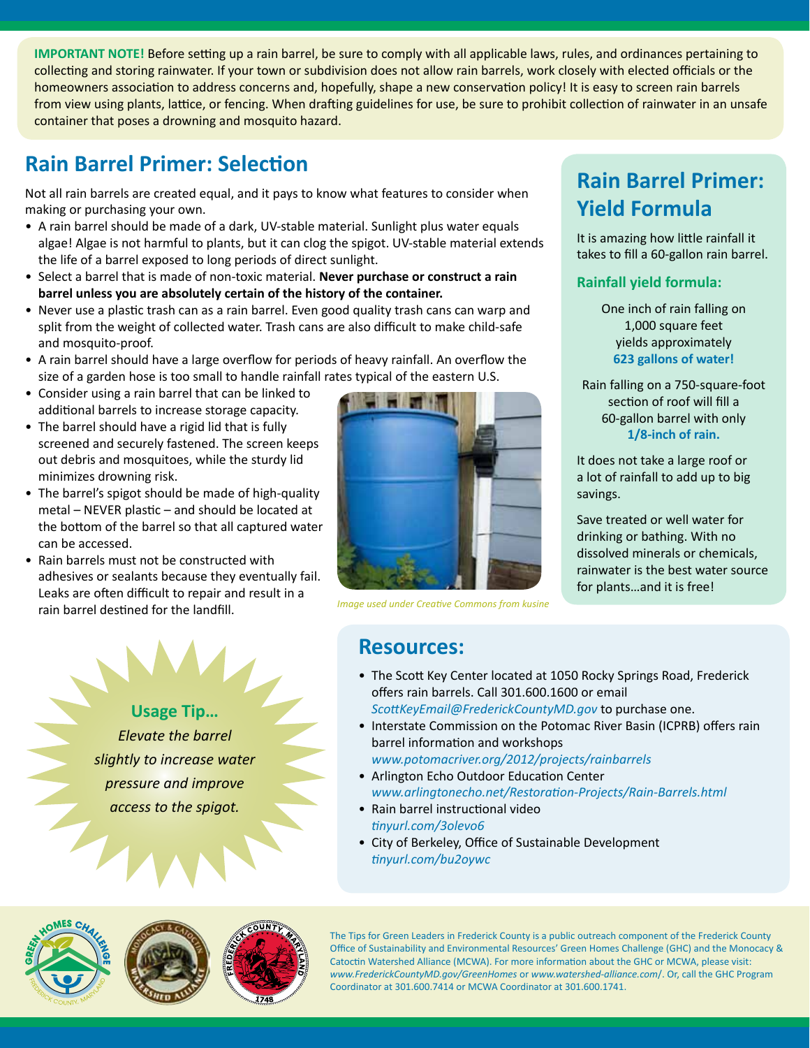**IMPORTANT NOTE!** Before setting up a rain barrel, be sure to comply with all applicable laws, rules, and ordinances pertaining to collecting and storing rainwater. If your town or subdivision does not allow rain barrels, work closely with elected officials or the homeowners association to address concerns and, hopefully, shape a new conservation policy! It is easy to screen rain barrels from view using plants, lattice, or fencing. When drafting guidelines for use, be sure to prohibit collection of rainwater in an unsafe container that poses a drowning and mosquito hazard.

## Rain Barrel Primer: Selection

Not all rain barrels are created equal, and it pays to know what features to consider when making or purchasing your own.

- A rain barrel should be made of a dark, UV-stable material. Sunlight plus water equals algae! Algae is not harmful to plants, but it can clog the spigot. UV-stable material extends the life of a barrel exposed to long periods of direct sunlight.
- Select a barrel that is made of non-toxic material. **Never purchase or construct a rain barrel unless you are absolutely certain of the history of the container.**
- Never use a plastic trash can as a rain barrel. Even good quality trash cans can warp and split from the weight of collected water. Trash cans are also difficult to make child-safe and mosquito-proof.
- A rain barrel should have a large overflow for periods of heavy rainfall. An overflow the size of a garden hose is too small to handle rainfall rates typical of the eastern U.S.
- Consider using a rain barrel that can be linked to additional barrels to increase storage capacity.
- The barrel should have a rigid lid that is fully screened and securely fastened. The screen keeps out debris and mosquitoes, while the sturdy lid minimizes drowning risk.
- The barrel's spigot should be made of high-quality metal – NEVER plastic – and should be located at the bottom of the barrel so that all captured water can be accessed.
- Rain barrels must not be constructed with adhesives or sealants because they eventually fail. Leaks are often difficult to repair and result in a rain barrel destined for the landfill.

*Image used under Creative Commons from kusine*

## Rain Barrel Primer: Yield Formula

It is amazing how little rainfall it takes to fill a 60-gallon rain barrel.

### Rainfall yield formula:

One inch of rain falling on 1,000 square feet yields approximately **623 gallons of water!**

Rain falling on a 750-square-foot section of roof will fill a 60-gallon barrel with only **1/8-inch of rain.**

It does not take a large roof or a lot of rainfall to add up to big savings.

Save treated or well water for drinking or bathing. With no dissolved minerals or chemicals, rainwater is the best water source for plants…and it is free!

### Usage Tip…

*Elevate the barrel slightly to increase water pressure and improve access to the spigot.*

## Resources:

- The Scott Key Center located at 1050 Rocky Springs Road, Frederick offers rain barrels. Call 301.600.1600 or email *ScottKeyEmail@FrederickCountyMD.gov* to purchase one.
- Interstate Commission on the Potomac River Basin (ICPRB) offers rain barrel information and workshops *www.potomacriver.org/2012/projects/rainbarrels*
- Arlington Echo Outdoor Education Center *www.arlingtonecho.net/Restoration-Projects/Rain-Barrels.html*
- Rain barrel instructional video *tinyurl.com/3olevo6*
- City of Berkeley, Office of Sustainable Development *tinyurl.com/bu2oywc*

The Tips for Green Leaders in Frederick County is a public outreach component of the Frederick County Office of Sustainability and Environmental Resources' Green Homes Challenge (GHC) and the Monocacy & Catoctin Watershed Alliance (MCWA). For more information about the GHC or MCWA, please visit: *www.FrederickCountyMD.gov/GreenHomes* or *www.watershed-alliance.com/*. Or, call the GHC Program Coordinator at 301.600.7414 or MCWA Coordinator at 301.600.1741.